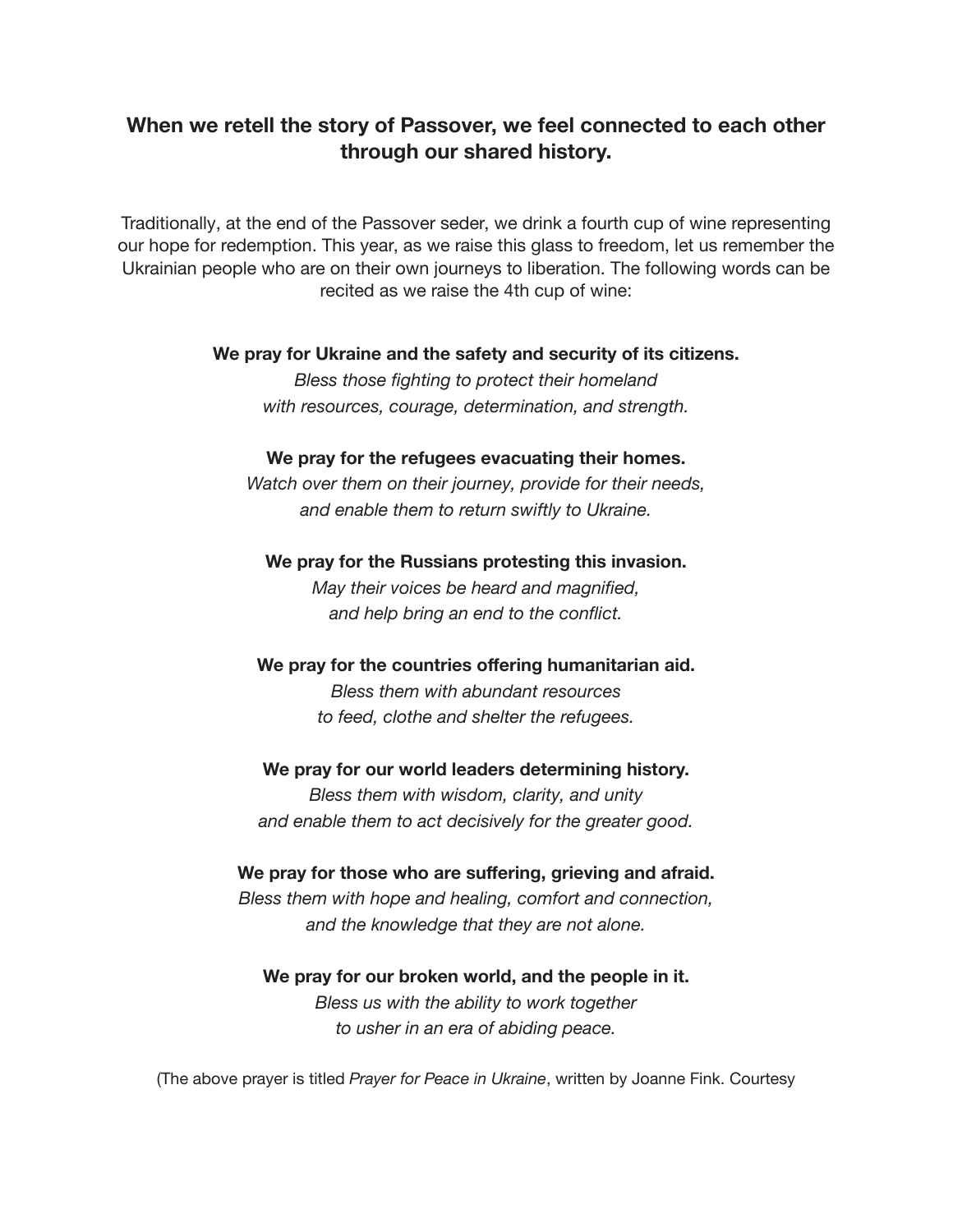**When we retell the story of Passover, we feel connected to each other through our shared history.**

Traditionally, at the end of the Passover seder, we drink a fourth cup of wine representing our hope for redemption. This year, as we raise this glass to freedom, let us remember the Ukrainian people who are on their own journeys to liberation. The following words can be recited as we raise the 4th cup of wine:

**We pray for Ukraine and the safety and security of its citizens.**
*Bless those fighting to protect their homeland*
*with resources, courage, determination, and strength.*

**We pray for the refugees evacuating their homes.**
*Watch over them on their journey, provide for their needs,*
*and enable them to return swiftly to Ukraine.*

**We pray for the Russians protesting this invasion.**
*May their voices be heard and magnified,*
*and help bring an end to the conflict.*

**We pray for the countries offering humanitarian aid.**
*Bless them with abundant resources*
*to feed, clothe and shelter the refugees.*

**We pray for our world leaders determining history.**
*Bless them with wisdom, clarity, and unity*
*and enable them to act decisively for the greater good.*

**We pray for those who are suffering, grieving and afraid.**
*Bless them with hope and healing, comfort and connection,*
*and the knowledge that they are not alone.*

**We pray for our broken world, and the people in it.**
*Bless us with the ability to work together*
*to usher in an era of abiding peace.*

(The above prayer is titled *Prayer for Peace in Ukraine*, written by Joanne Fink. Courtesy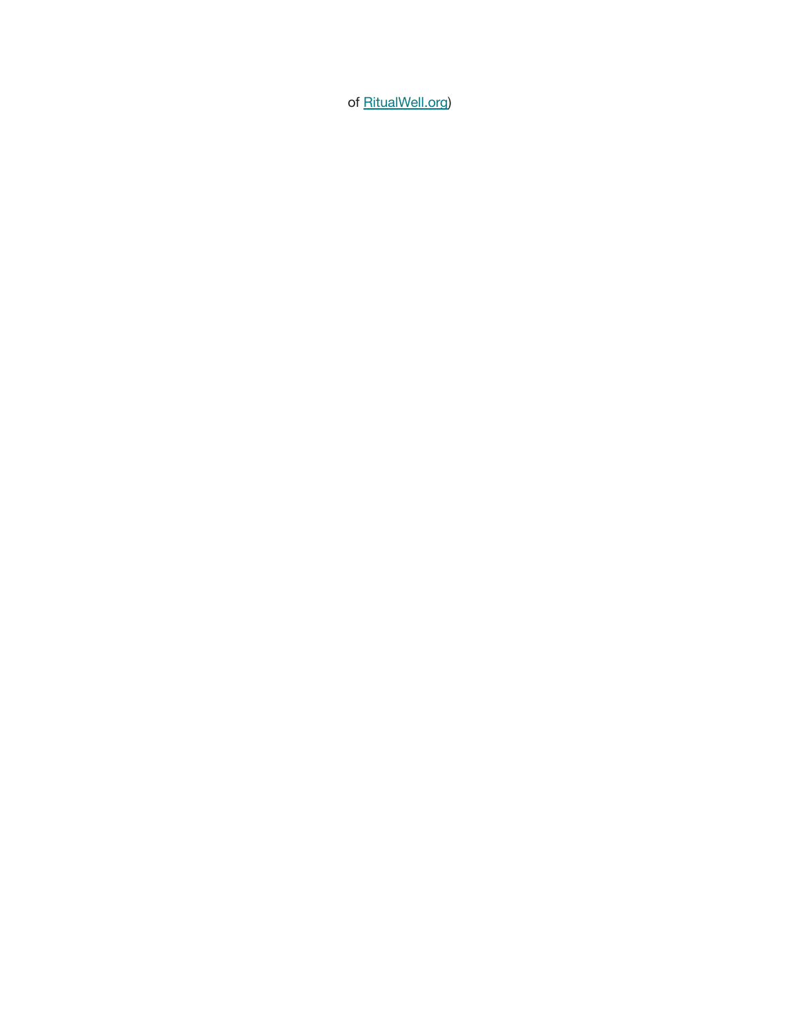of [RitualWell.org](RitualWell.org))